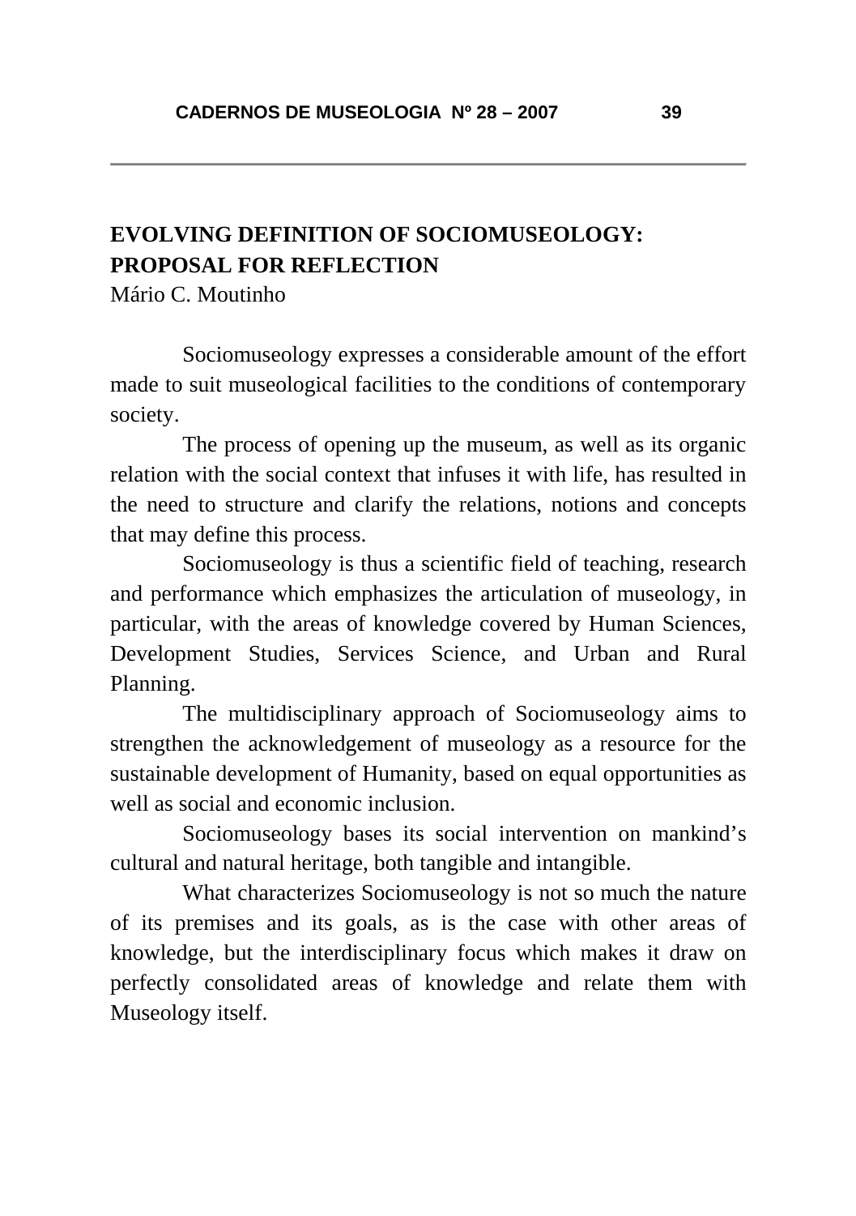# EVOLVING DEFINITION OF SOCIOMUSEOLOGY: PROPOSAL FOR REFLECTION

Mário C. Moutinho

Sociomuseology expresses a considerable amount of the effort made to suit museological facilities to the conditions of contemporary society.

The process of opening up the museum, as well as its organic relation with the social context that infuses it with life, has resulted in the need to structure and clarify the relations, notions and concepts that may define this process.

Sociomuseology is thus a scientific field of teaching, research and performance which emphasizes the articulation of museology, in particular, with the areas of knowledge covered by Human Sciences, Development Studies, Services Science, and Urban and Rural Planning.

The multidisciplinary approach of Sociomuseology aims to strengthen the acknowledgement of museology as a resource for the sustainable development of Humanity, based on equal opportunities as well as social and economic inclusion.

Sociomuseology bases its social intervention on mankind's cultural and natural heritage, both tangible and intangible.

What characterizes Sociomuseology is not so much the nature of its premises and its goals, as is the case with other areas of knowledge, but the interdisciplinary focus which makes it draw on perfectly consolidated areas of knowledge and relate them with Museology itself.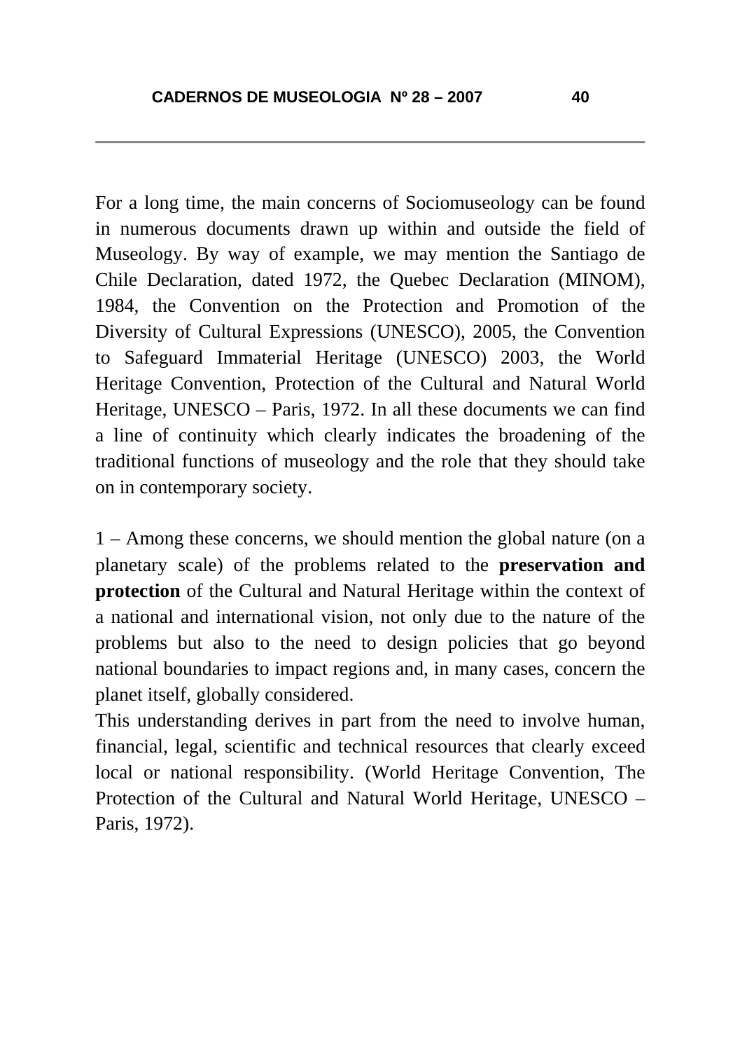For a long time, the main concerns of Sociomuseology can be found in numerous documents drawn up within and outside the field of Museology. By way of example, we may mention the Santiago de Chile Declaration, dated 1972, the Quebec Declaration (MINOM), 1984, the Convention on the Protection and Promotion of the Diversity of Cultural Expressions (UNESCO), 2005, the Convention to Safeguard Immaterial Heritage (UNESCO) 2003, the World Heritage Convention, Protection of the Cultural and Natural World Heritage, UNESCO – Paris, 1972. In all these documents we can find a line of continuity which clearly indicates the broadening of the traditional functions of museology and the role that they should take on in contemporary society.

1 – Among these concerns, we should mention the global nature (on a planetary scale) of the problems related to the **preservation and protection** of the Cultural and Natural Heritage within the context of a national and international vision, not only due to the nature of the problems but also to the need to design policies that go beyond national boundaries to impact regions and, in many cases, concern the planet itself, globally considered.

This understanding derives in part from the need to involve human, financial, legal, scientific and technical resources that clearly exceed local or national responsibility. (World Heritage Convention, The Protection of the Cultural and Natural World Heritage, UNESCO – Paris, 1972).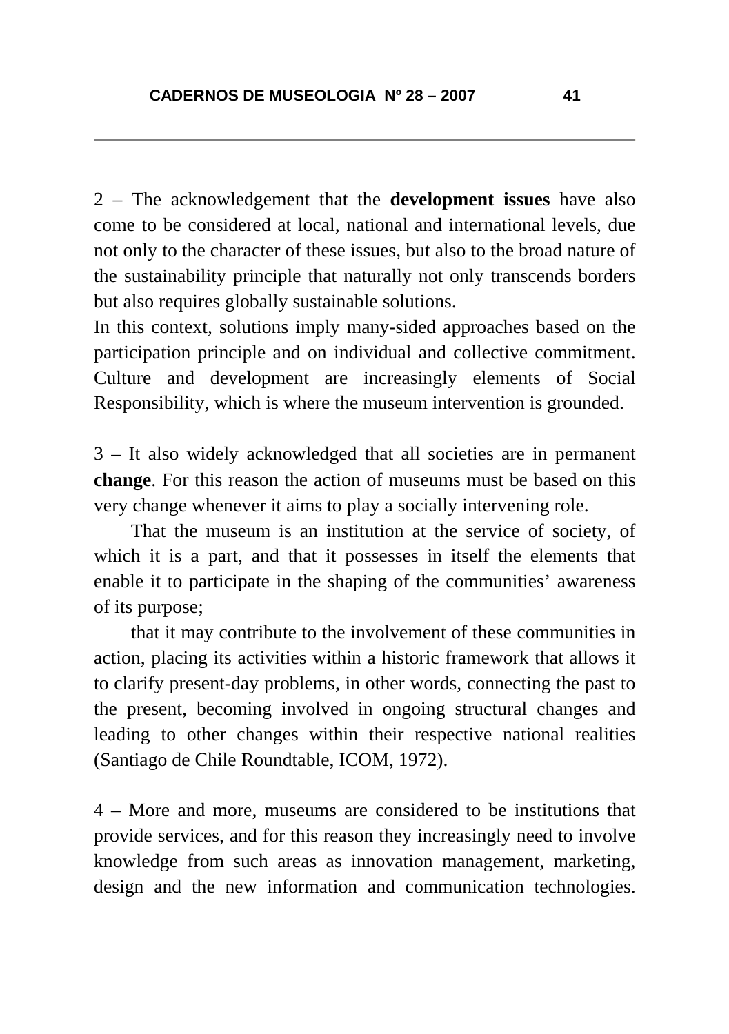2 – The acknowledgement that the **development issues** have also come to be considered at local, national and international levels, due not only to the character of these issues, but also to the broad nature of the sustainability principle that naturally not only transcends borders but also requires globally sustainable solutions.
In this context, solutions imply many-sided approaches based on the participation principle and on individual and collective commitment. Culture and development are increasingly elements of Social Responsibility, which is where the museum intervention is grounded.

3 – It also widely acknowledged that all societies are in permanent **change**. For this reason the action of museums must be based on this very change whenever it aims to play a socially intervening role.

That the museum is an institution at the service of society, of which it is a part, and that it possesses in itself the elements that enable it to participate in the shaping of the communities' awareness of its purpose;

that it may contribute to the involvement of these communities in action, placing its activities within a historic framework that allows it to clarify present-day problems, in other words, connecting the past to the present, becoming involved in ongoing structural changes and leading to other changes within their respective national realities (Santiago de Chile Roundtable, ICOM, 1972).

4 – More and more, museums are considered to be institutions that provide services, and for this reason they increasingly need to involve knowledge from such areas as innovation management, marketing, design and the new information and communication technologies.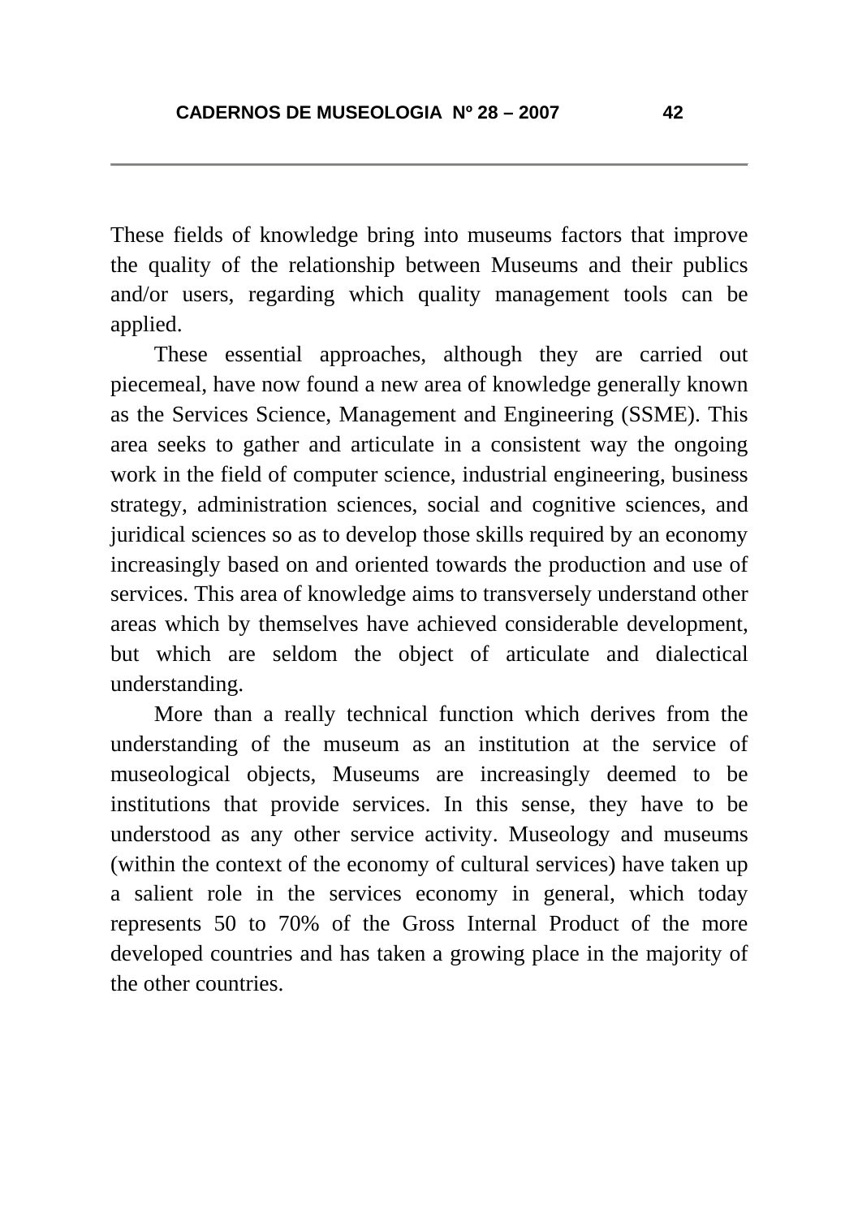These fields of knowledge bring into museums factors that improve the quality of the relationship between Museums and their publics and/or users, regarding which quality management tools can be applied.

These essential approaches, although they are carried out piecemeal, have now found a new area of knowledge generally known as the Services Science, Management and Engineering (SSME). This area seeks to gather and articulate in a consistent way the ongoing work in the field of computer science, industrial engineering, business strategy, administration sciences, social and cognitive sciences, and juridical sciences so as to develop those skills required by an economy increasingly based on and oriented towards the production and use of services. This area of knowledge aims to transversely understand other areas which by themselves have achieved considerable development, but which are seldom the object of articulate and dialectical understanding.

More than a really technical function which derives from the understanding of the museum as an institution at the service of museological objects, Museums are increasingly deemed to be institutions that provide services. In this sense, they have to be understood as any other service activity. Museology and museums (within the context of the economy of cultural services) have taken up a salient role in the services economy in general, which today represents 50 to 70% of the Gross Internal Product of the more developed countries and has taken a growing place in the majority of the other countries.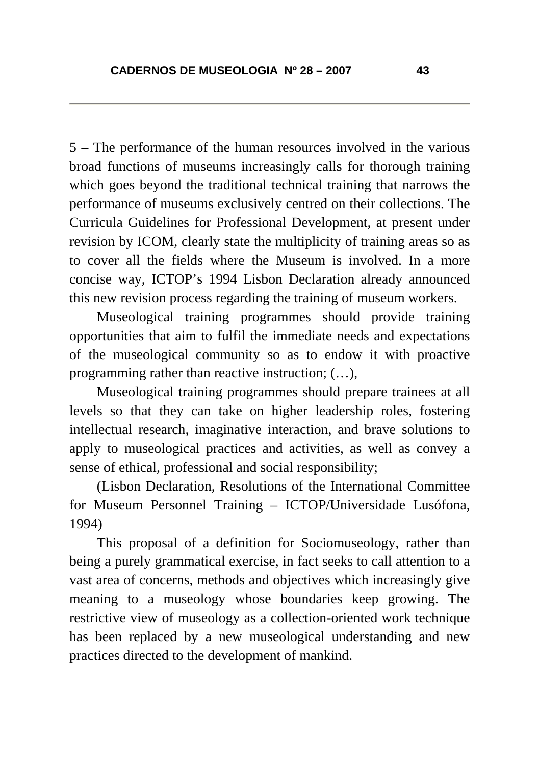5 – The performance of the human resources involved in the various broad functions of museums increasingly calls for thorough training which goes beyond the traditional technical training that narrows the performance of museums exclusively centred on their collections. The Curricula Guidelines for Professional Development, at present under revision by ICOM, clearly state the multiplicity of training areas so as to cover all the fields where the Museum is involved. In a more concise way, ICTOP's 1994 Lisbon Declaration already announced this new revision process regarding the training of museum workers.

Museological training programmes should provide training opportunities that aim to fulfil the immediate needs and expectations of the museological community so as to endow it with proactive programming rather than reactive instruction; (…),

Museological training programmes should prepare trainees at all levels so that they can take on higher leadership roles, fostering intellectual research, imaginative interaction, and brave solutions to apply to museological practices and activities, as well as convey a sense of ethical, professional and social responsibility;

(Lisbon Declaration, Resolutions of the International Committee for Museum Personnel Training – ICTOP/Universidade Lusófona, 1994)

This proposal of a definition for Sociomuseology, rather than being a purely grammatical exercise, in fact seeks to call attention to a vast area of concerns, methods and objectives which increasingly give meaning to a museology whose boundaries keep growing. The restrictive view of museology as a collection-oriented work technique has been replaced by a new museological understanding and new practices directed to the development of mankind.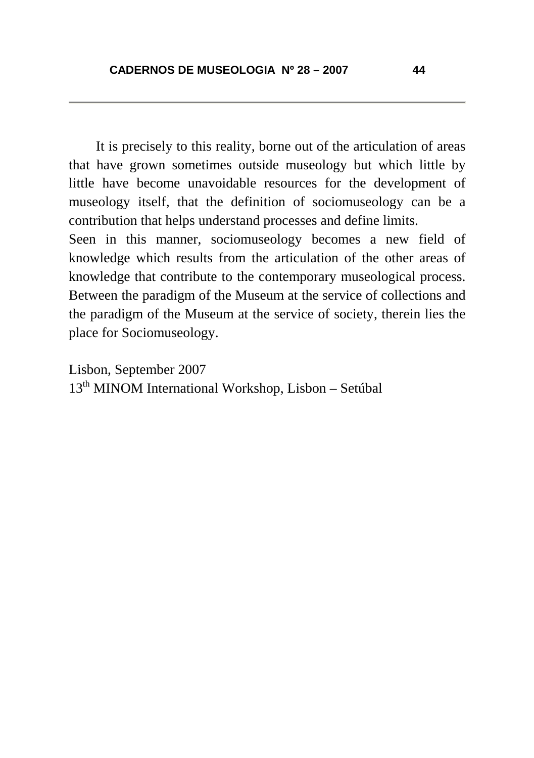It is precisely to this reality, borne out of the articulation of areas that have grown sometimes outside museology but which little by little have become unavoidable resources for the development of museology itself, that the definition of sociomuseology can be a contribution that helps understand processes and define limits.
Seen in this manner, sociomuseology becomes a new field of knowledge which results from the articulation of the other areas of knowledge that contribute to the contemporary museological process. Between the paradigm of the Museum at the service of collections and the paradigm of the Museum at the service of society, therein lies the place for Sociomuseology.

Lisbon, September 2007
13th MINOM International Workshop, Lisbon – Setúbal